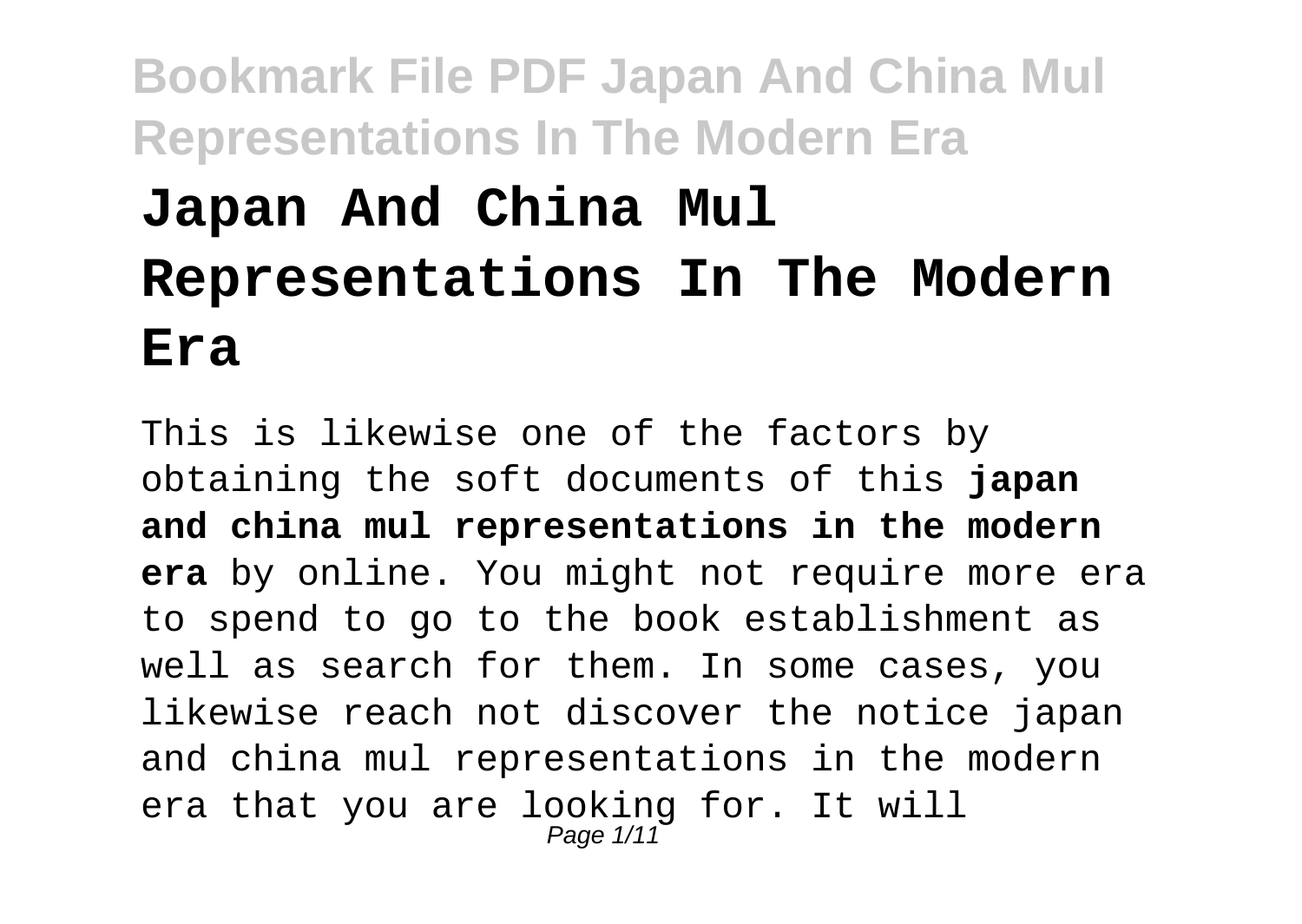# Japan And China Mul Representations In The Modern Era

This is likewise one of the factors by obtaining the soft documents of this **japan and china mul representations in the modern era** by online. You might not require more era to spend to go to the book establishment as well as search for them. In some cases, you likewise reach not discover the notice japan and china mul representations in the modern era that you are looking for. It will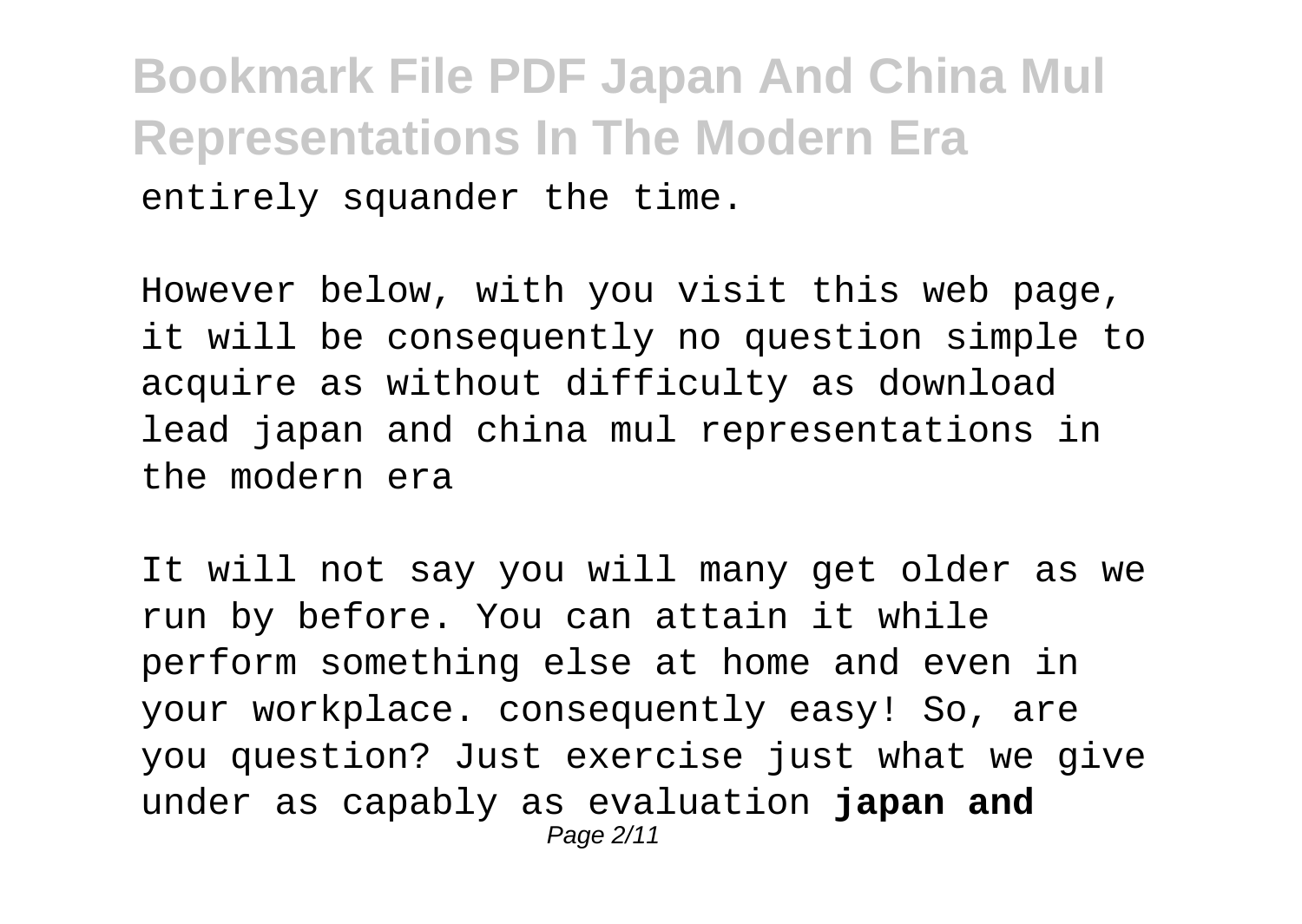entirely squander the time.

However below, with you visit this web page, it will be consequently no question simple to acquire as without difficulty as download lead japan and china mul representations in the modern era

It will not say you will many get older as we run by before. You can attain it while perform something else at home and even in your workplace. consequently easy! So, are you question? Just exercise just what we give under as capably as evaluation **japan and**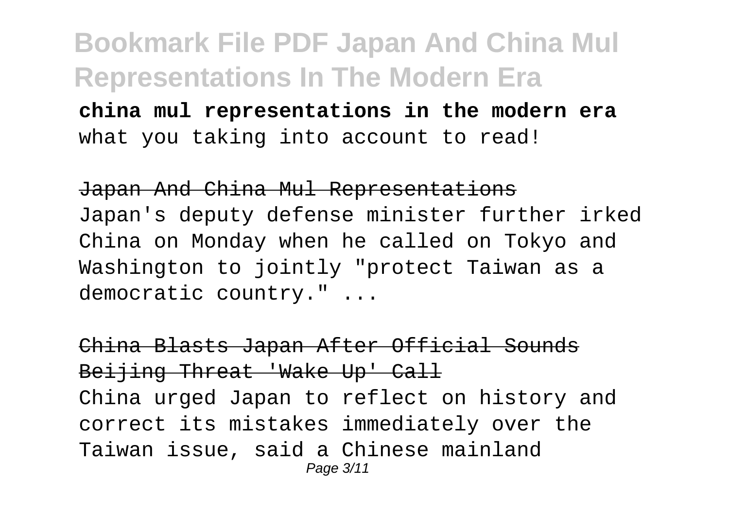**china mul representations in the modern era** what you taking into account to read!

~~Japan And China Mul Representations~~

Japan's deputy defense minister further irked China on Monday when he called on Tokyo and Washington to jointly "protect Taiwan as a democratic country." ...

~~China Blasts Japan After Official Sounds Beijing Threat 'Wake Up' Call~~

China urged Japan to reflect on history and correct its mistakes immediately over the Taiwan issue, said a Chinese mainland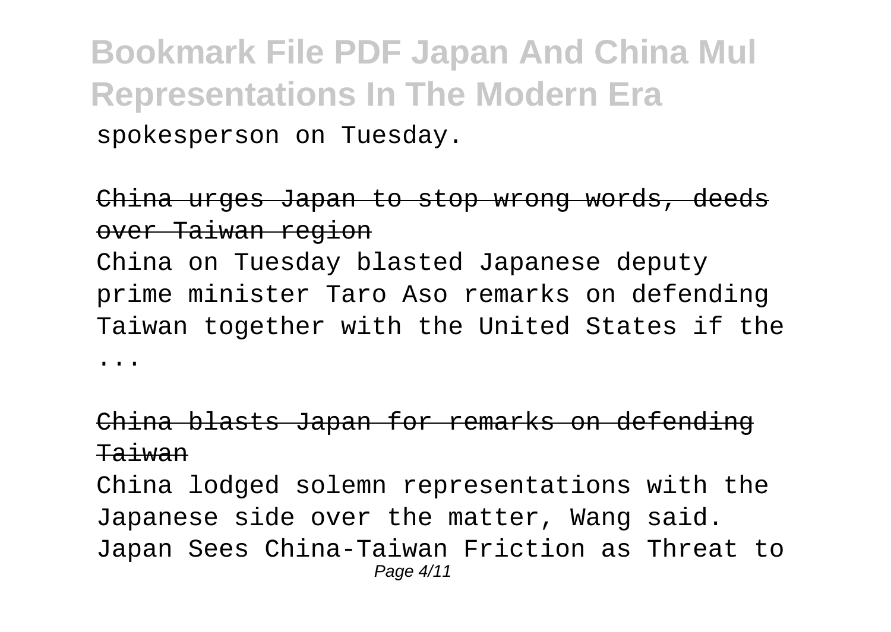spokesperson on Tuesday.

China urges Japan to stop wrong words, deeds over Taiwan region

China on Tuesday blasted Japanese deputy prime minister Taro Aso remarks on defending Taiwan together with the United States if the ...

China blasts Japan for remarks on defending Taiwan

China lodged solemn representations with the Japanese side over the matter, Wang said.
Japan Sees China-Taiwan Friction as Threat to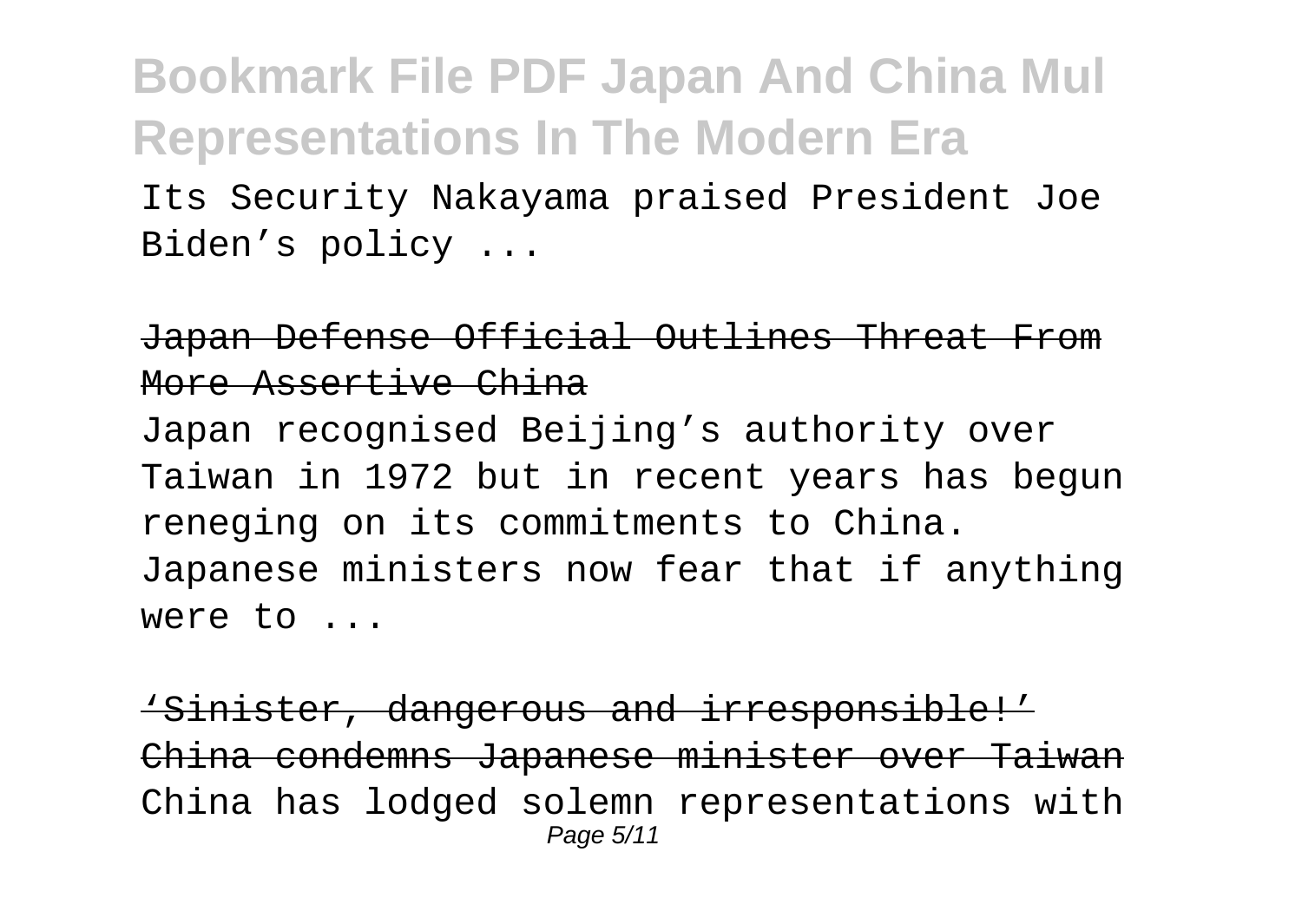Its Security Nakayama praised President Joe Biden's policy ...

Japan Defense Official Outlines Threat From More Assertive China

Japan recognised Beijing's authority over Taiwan in 1972 but in recent years has begun reneging on its commitments to China. Japanese ministers now fear that if anything were to ...

'Sinister, dangerous and irresponsible!' China condemns Japanese minister over Taiwan

China has lodged solemn representations with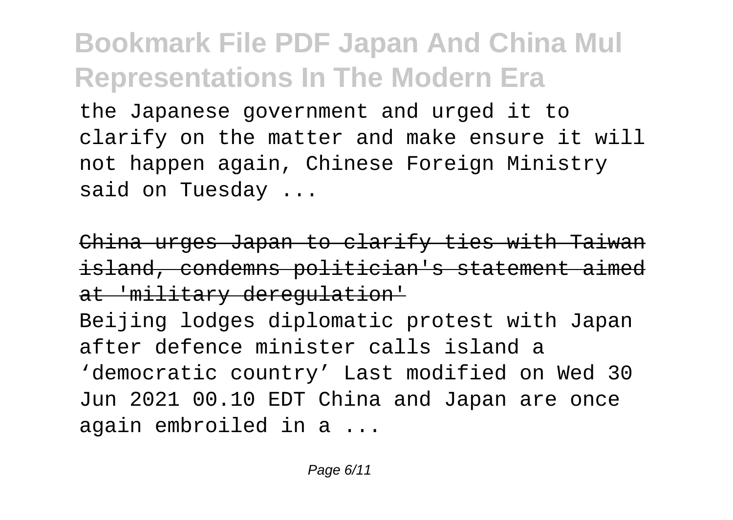the Japanese government and urged it to clarify on the matter and make ensure it will not happen again, Chinese Foreign Ministry said on Tuesday ...

China urges Japan to clarify ties with Taiwan island, condemns politician's statement aimed at 'military deregulation'

Beijing lodges diplomatic protest with Japan after defence minister calls island a 'democratic country' Last modified on Wed 30 Jun 2021 00.10 EDT China and Japan are once again embroiled in a ...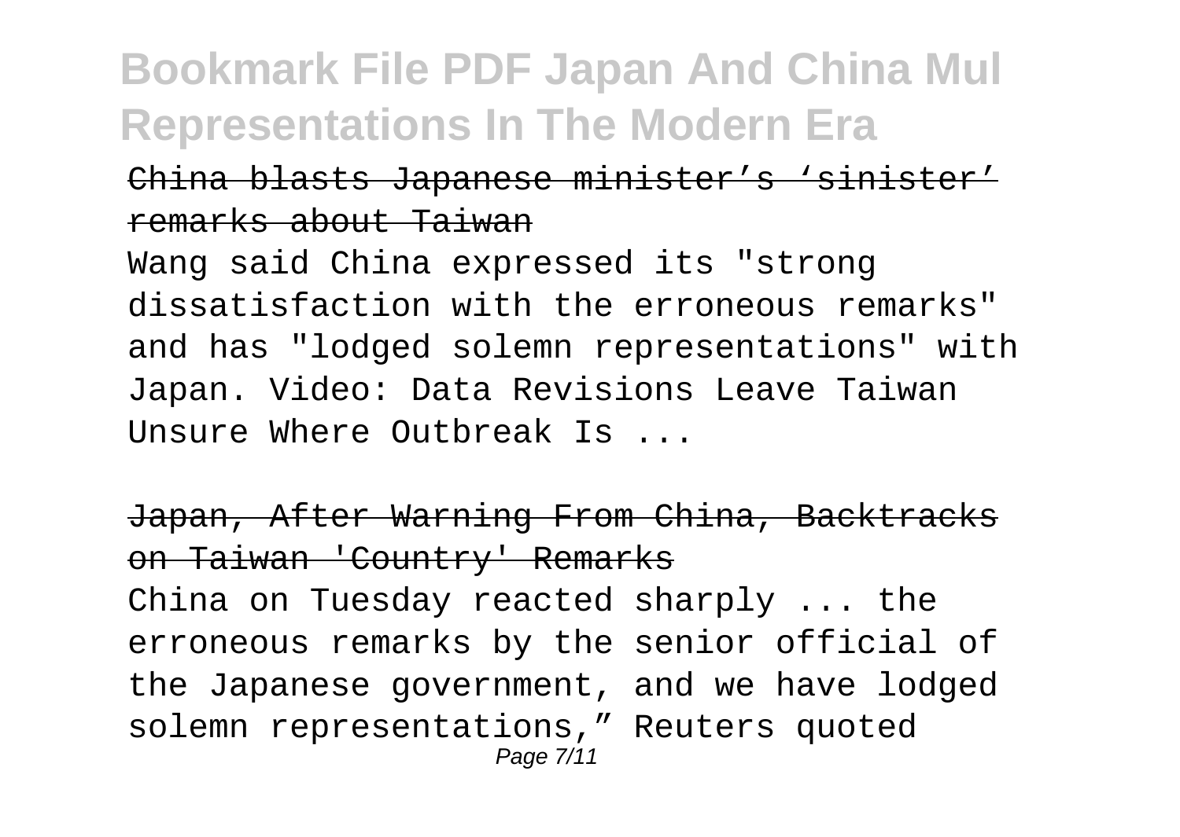China blasts Japanese minister's 'sinister' remarks about Taiwan

Wang said China expressed its "strong dissatisfaction with the erroneous remarks" and has "lodged solemn representations" with Japan. Video: Data Revisions Leave Taiwan Unsure Where Outbreak Is ...

Japan, After Warning From China, Backtracks on Taiwan 'Country' Remarks

China on Tuesday reacted sharply ... the erroneous remarks by the senior official of the Japanese government, and we have lodged solemn representations," Reuters quoted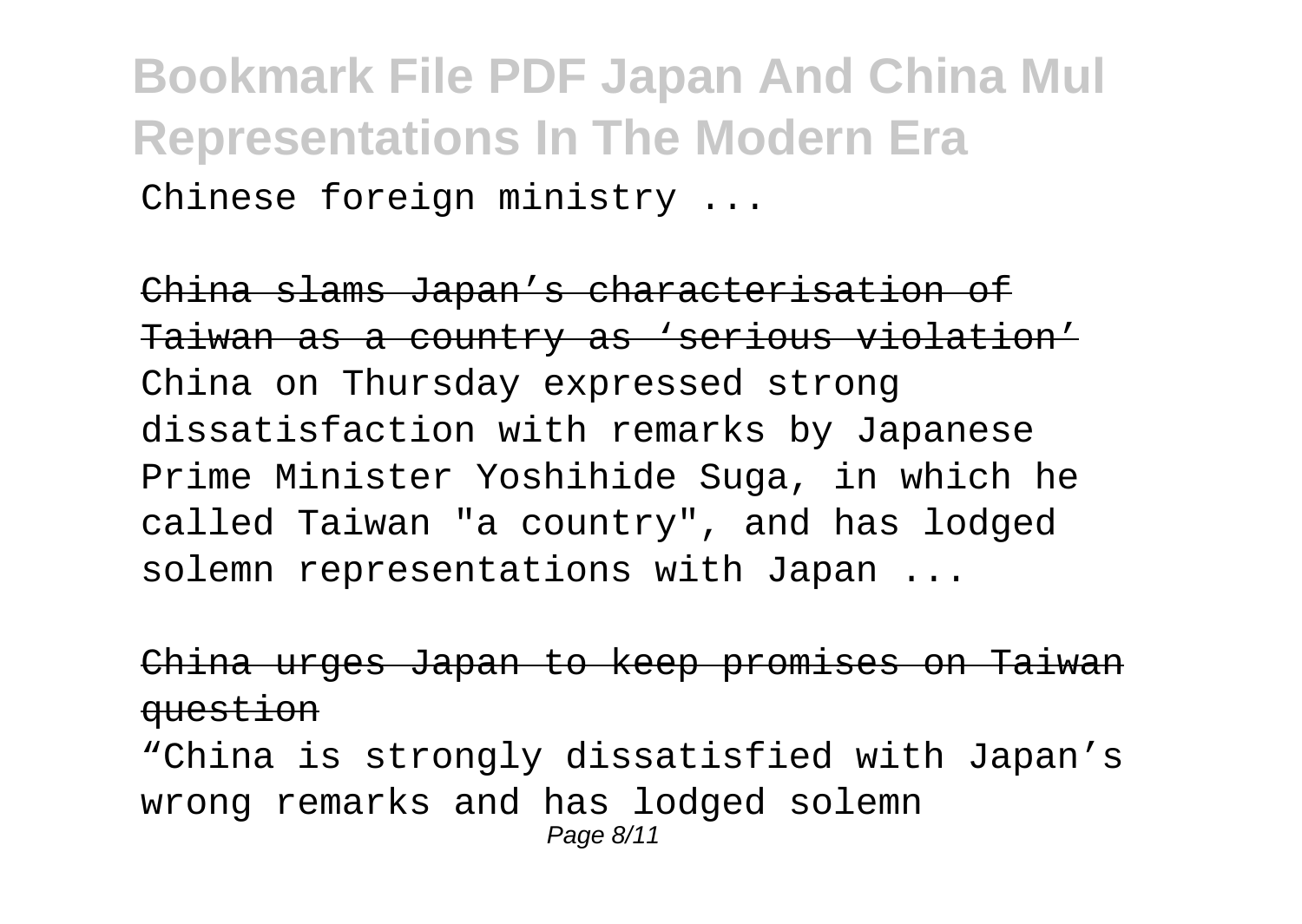Chinese foreign ministry ...

China slams Japan’s characterisation of Taiwan as a country as ‘serious violation’

China on Thursday expressed strong dissatisfaction with remarks by Japanese Prime Minister Yoshihide Suga, in which he called Taiwan "a country", and has lodged solemn representations with Japan ...

China urges Japan to keep promises on Taiwan question

“China is strongly dissatisfied with Japan’s wrong remarks and has lodged solemn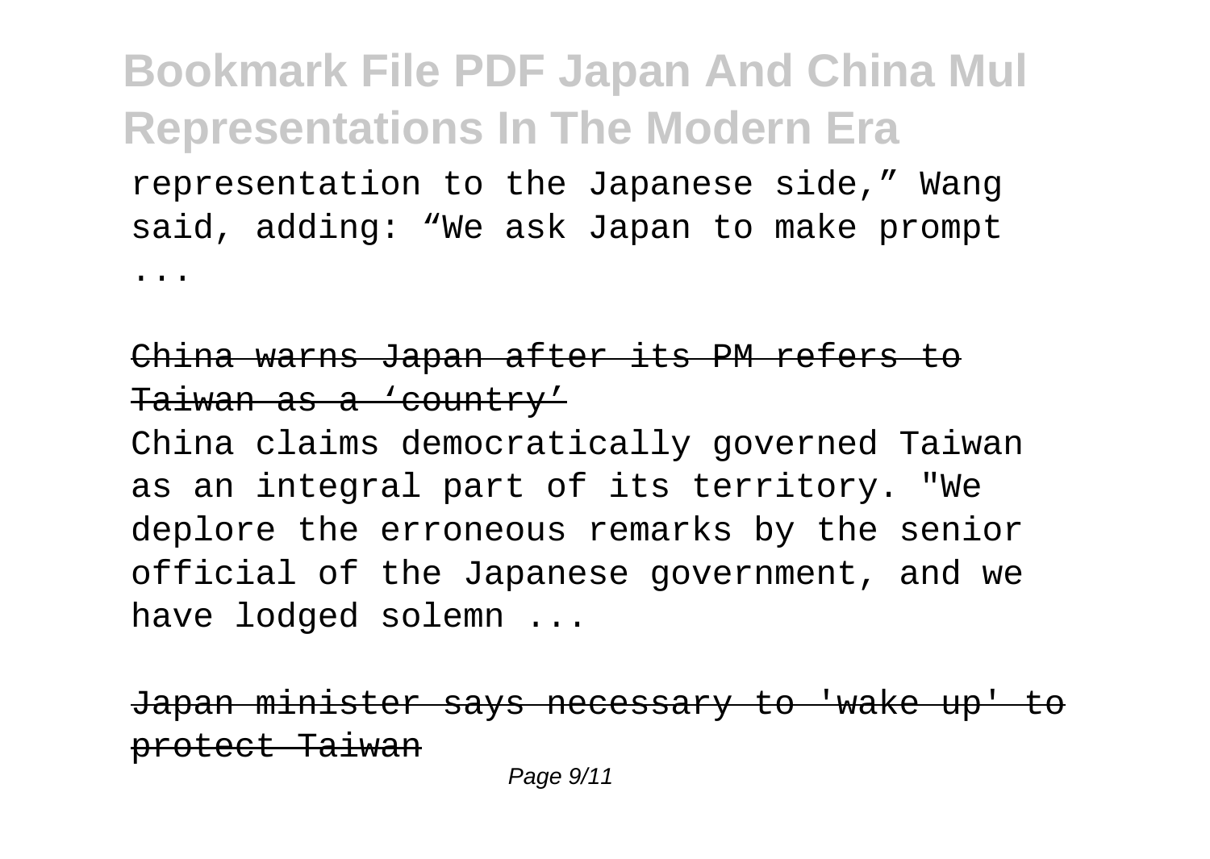representation to the Japanese side," Wang said, adding: "We ask Japan to make prompt ...

China warns Japan after its PM refers to Taiwan as a 'country'

China claims democratically governed Taiwan as an integral part of its territory. "We deplore the erroneous remarks by the senior official of the Japanese government, and we have lodged solemn ...

Japan minister says necessary to 'wake up' to protect Taiwan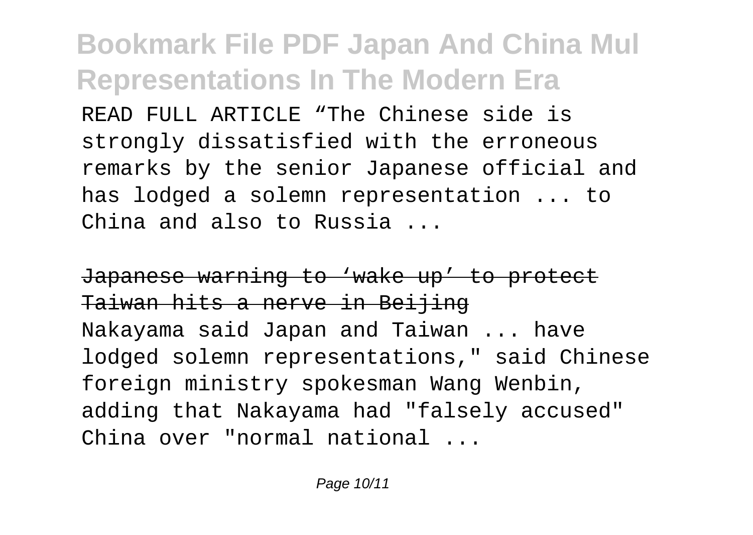READ FULL ARTICLE "The Chinese side is strongly dissatisfied with the erroneous remarks by the senior Japanese official and has lodged a solemn representation ... to China and also to Russia ...

~~Japanese warning to 'wake up' to protect Taiwan hits a nerve in Beijing~~

Nakayama said Japan and Taiwan ... have lodged solemn representations," said Chinese foreign ministry spokesman Wang Wenbin, adding that Nakayama had "falsely accused" China over "normal national ...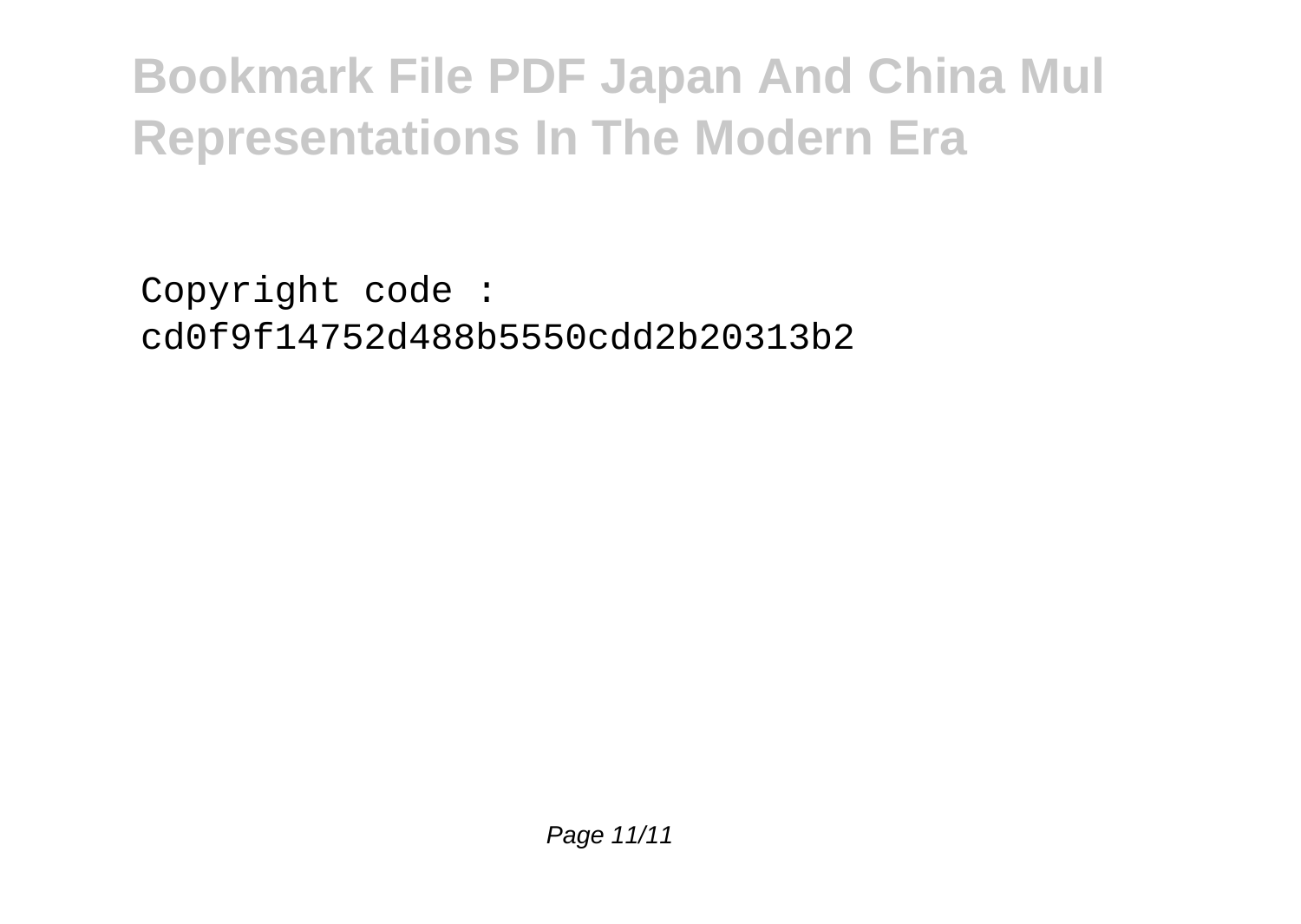Copyright code : cd0f9f14752d488b5550cdd2b20313b2